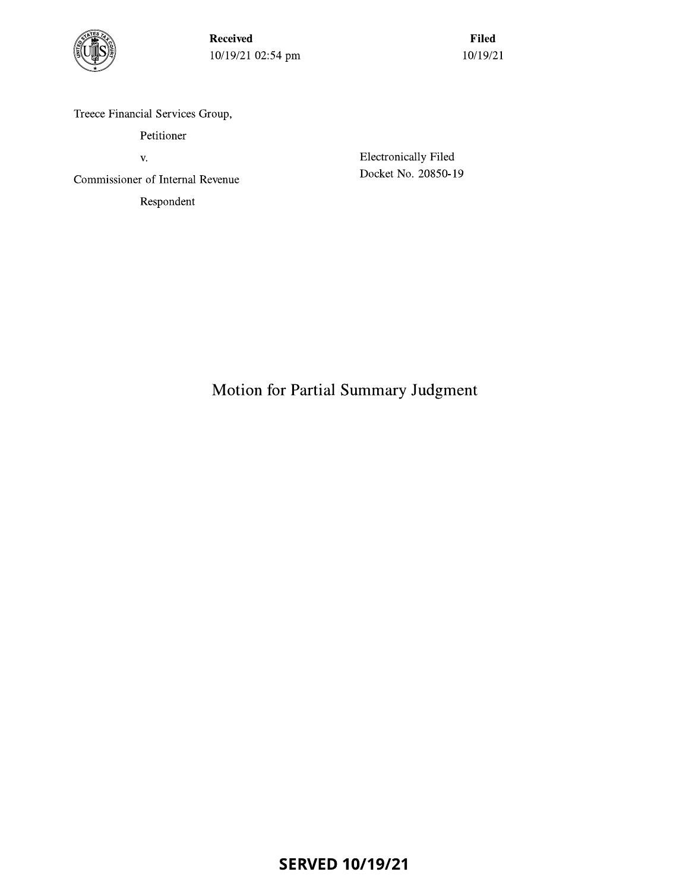**Received**
10/19/21 02:54 pm

**Filed**
10/19/21

Treece Financial Services Group,

Petitioner

v.

Commissioner of Internal Revenue

Respondent

Electronically Filed
Docket No. 20850-19

# Motion for Partial Summary Judgment

**SERVED 10/19/21**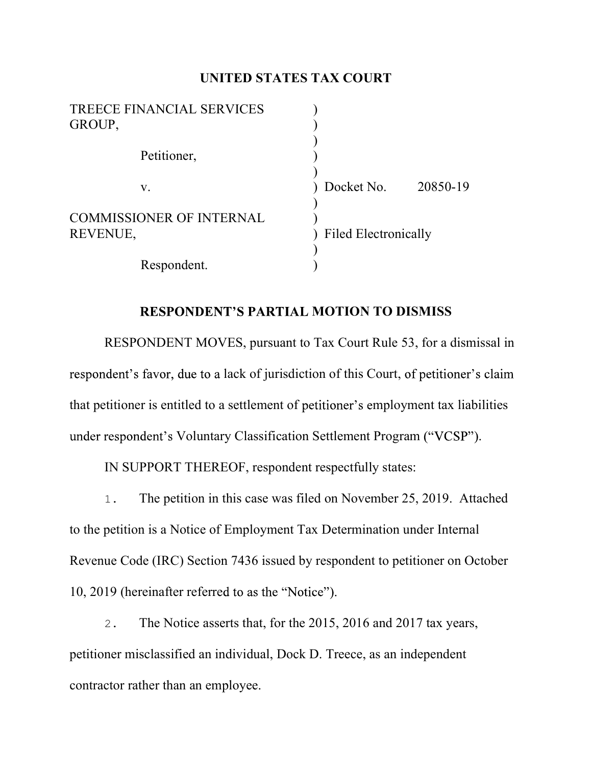# UNITED STATES TAX COURT

| | | |
|---|---|---|
| TREECE FINANCIAL SERVICES GROUP, | ) | |
| Petitioner, | ) | |
| v. | ) | Docket No. 20850-19 |
| COMMISSIONER OF INTERNAL REVENUE, | ) | Filed Electronically |
| Respondent. | ) | |

## RESPONDENT'S PARTIAL MOTION TO DISMISS

RESPONDENT MOVES, pursuant to Tax Court Rule 53, for a dismissal in respondent's favor, due to a lack of jurisdiction of this Court, of petitioner's claim that petitioner is entitled to a settlement of petitioner's employment tax liabilities under respondent's Voluntary Classification Settlement Program ("VCSP").

IN SUPPORT THEREOF, respondent respectfully states:

1. The petition in this case was filed on November 25, 2019. Attached to the petition is a Notice of Employment Tax Determination under Internal Revenue Code (IRC) Section 7436 issued by respondent to petitioner on October 10, 2019 (hereinafter referred to as the "Notice").

2. The Notice asserts that, for the 2015, 2016 and 2017 tax years, petitioner misclassified an individual, Dock D. Treece, as an independent contractor rather than an employee.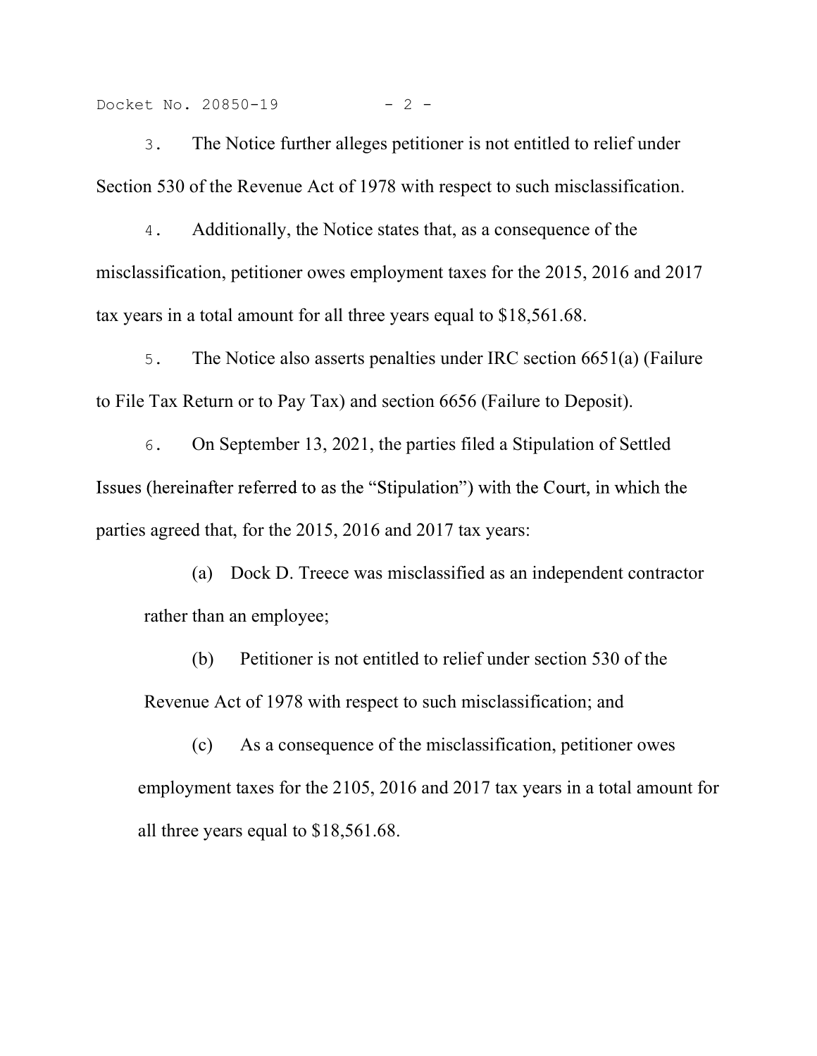3. The Notice further alleges petitioner is not entitled to relief under Section 530 of the Revenue Act of 1978 with respect to such misclassification.

4. Additionally, the Notice states that, as a consequence of the misclassification, petitioner owes employment taxes for the 2015, 2016 and 2017 tax years in a total amount for all three years equal to $18,561.68.

5. The Notice also asserts penalties under IRC section 6651(a) (Failure to File Tax Return or to Pay Tax) and section 6656 (Failure to Deposit).

6. On September 13, 2021, the parties filed a Stipulation of Settled Issues (hereinafter referred to as the "Stipulation") with the Court, in which the parties agreed that, for the 2015, 2016 and 2017 tax years:

(a) Dock D. Treece was misclassified as an independent contractor rather than an employee;

(b) Petitioner is not entitled to relief under section 530 of the Revenue Act of 1978 with respect to such misclassification; and

(c) As a consequence of the misclassification, petitioner owes employment taxes for the 2105, 2016 and 2017 tax years in a total amount for all three years equal to $18,561.68.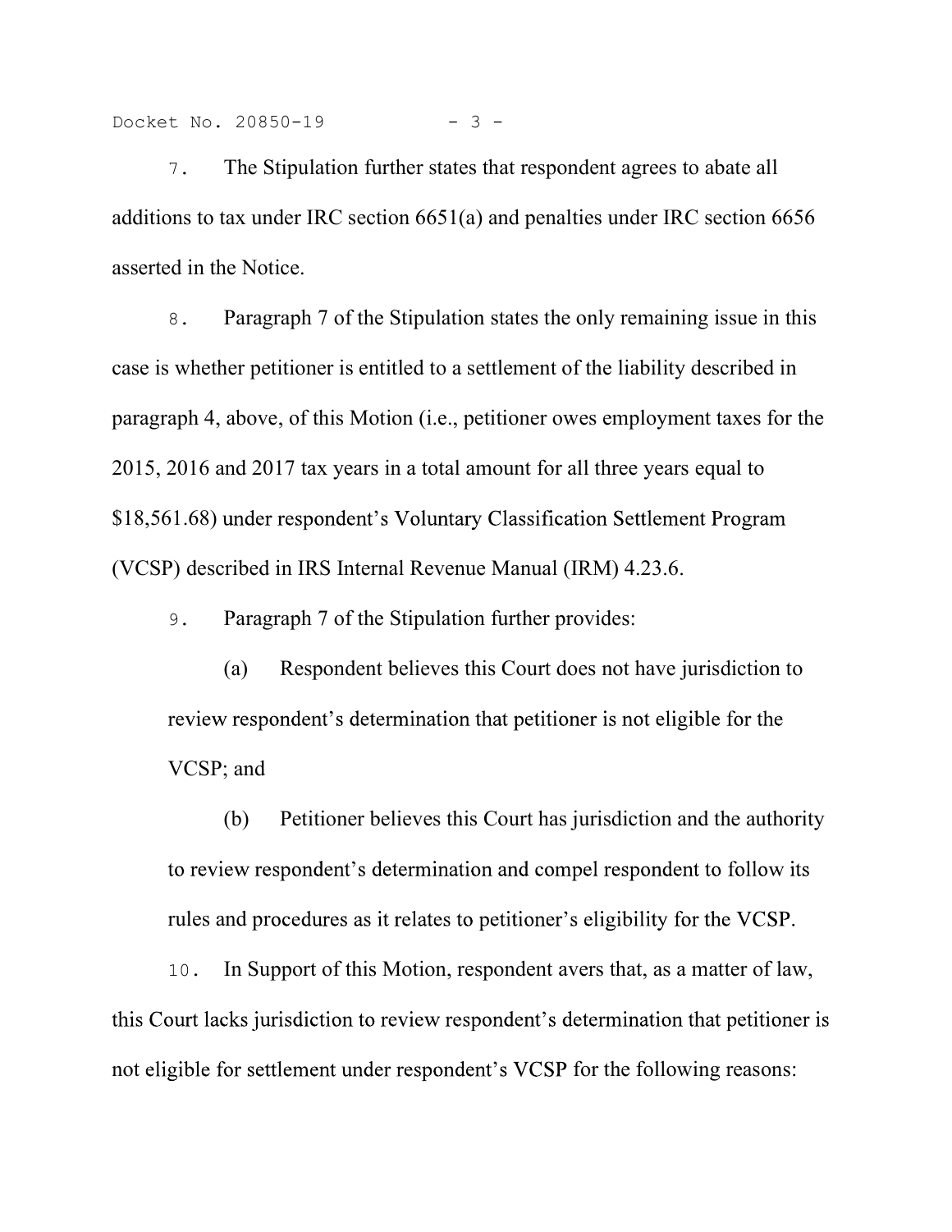7. The Stipulation further states that respondent agrees to abate all additions to tax under IRC section 6651(a) and penalties under IRC section 6656 asserted in the Notice.

8. Paragraph 7 of the Stipulation states the only remaining issue in this case is whether petitioner is entitled to a settlement of the liability described in paragraph 4, above, of this Motion (i.e., petitioner owes employment taxes for the 2015, 2016 and 2017 tax years in a total amount for all three years equal to $18,561.68) under respondent's Voluntary Classification Settlement Program (VCSP) described in IRS Internal Revenue Manual (IRM) 4.23.6.

9. Paragraph 7 of the Stipulation further provides:

(a) Respondent believes this Court does not have jurisdiction to review respondent's determination that petitioner is not eligible for the VCSP; and

(b) Petitioner believes this Court has jurisdiction and the authority to review respondent's determination and compel respondent to follow its rules and procedures as it relates to petitioner's eligibility for the VCSP.

10. In Support of this Motion, respondent avers that, as a matter of law, this Court lacks jurisdiction to review respondent's determination that petitioner is not eligible for settlement under respondent's VCSP for the following reasons: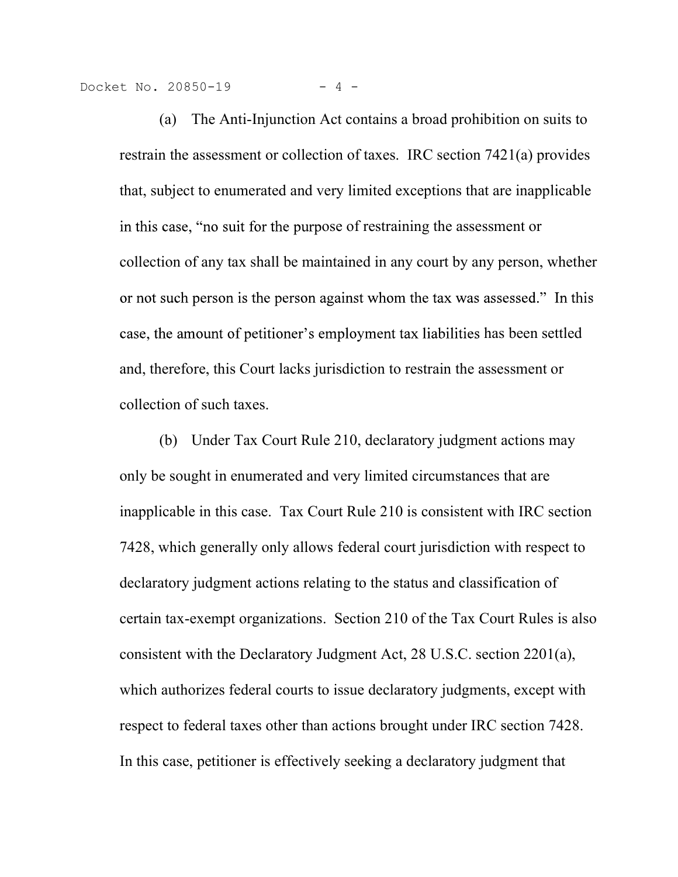(a) The Anti-Injunction Act contains a broad prohibition on suits to restrain the assessment or collection of taxes. IRC section 7421(a) provides that, subject to enumerated and very limited exceptions that are inapplicable in this case, "no suit for the purpose of restraining the assessment or collection of any tax shall be maintained in any court by any person, whether or not such person is the person against whom the tax was assessed." In this case, the amount of petitioner's employment tax liabilities has been settled and, therefore, this Court lacks jurisdiction to restrain the assessment or collection of such taxes.

(b) Under Tax Court Rule 210, declaratory judgment actions may only be sought in enumerated and very limited circumstances that are inapplicable in this case. Tax Court Rule 210 is consistent with IRC section 7428, which generally only allows federal court jurisdiction with respect to declaratory judgment actions relating to the status and classification of certain tax-exempt organizations. Section 210 of the Tax Court Rules is also consistent with the Declaratory Judgment Act, 28 U.S.C. section 2201(a), which authorizes federal courts to issue declaratory judgments, except with respect to federal taxes other than actions brought under IRC section 7428. In this case, petitioner is effectively seeking a declaratory judgment that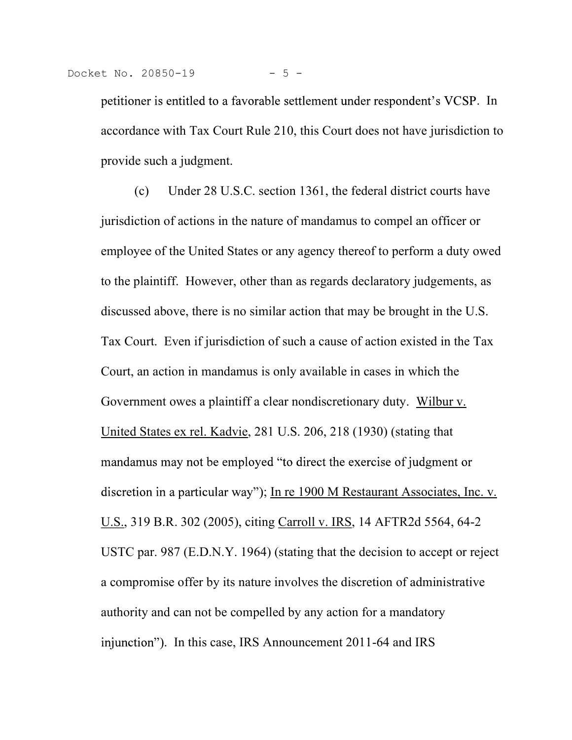petitioner is entitled to a favorable settlement under respondent's VCSP. In accordance with Tax Court Rule 210, this Court does not have jurisdiction to provide such a judgment.

(c) Under 28 U.S.C. section 1361, the federal district courts have jurisdiction of actions in the nature of mandamus to compel an officer or employee of the United States or any agency thereof to perform a duty owed to the plaintiff. However, other than as regards declaratory judgements, as discussed above, there is no similar action that may be brought in the U.S. Tax Court. Even if jurisdiction of such a cause of action existed in the Tax Court, an action in mandamus is only available in cases in which the Government owes a plaintiff a clear nondiscretionary duty. Wilbur v. United States ex rel. Kadvie, 281 U.S. 206, 218 (1930) (stating that mandamus may not be employed "to direct the exercise of judgment or discretion in a particular way"); In re 1900 M Restaurant Associates, Inc. v. U.S., 319 B.R. 302 (2005), citing Carroll v. IRS, 14 AFTR2d 5564, 64-2 USTC par. 987 (E.D.N.Y. 1964) (stating that the decision to accept or reject a compromise offer by its nature involves the discretion of administrative authority and can not be compelled by any action for a mandatory injunction"). In this case, IRS Announcement 2011-64 and IRS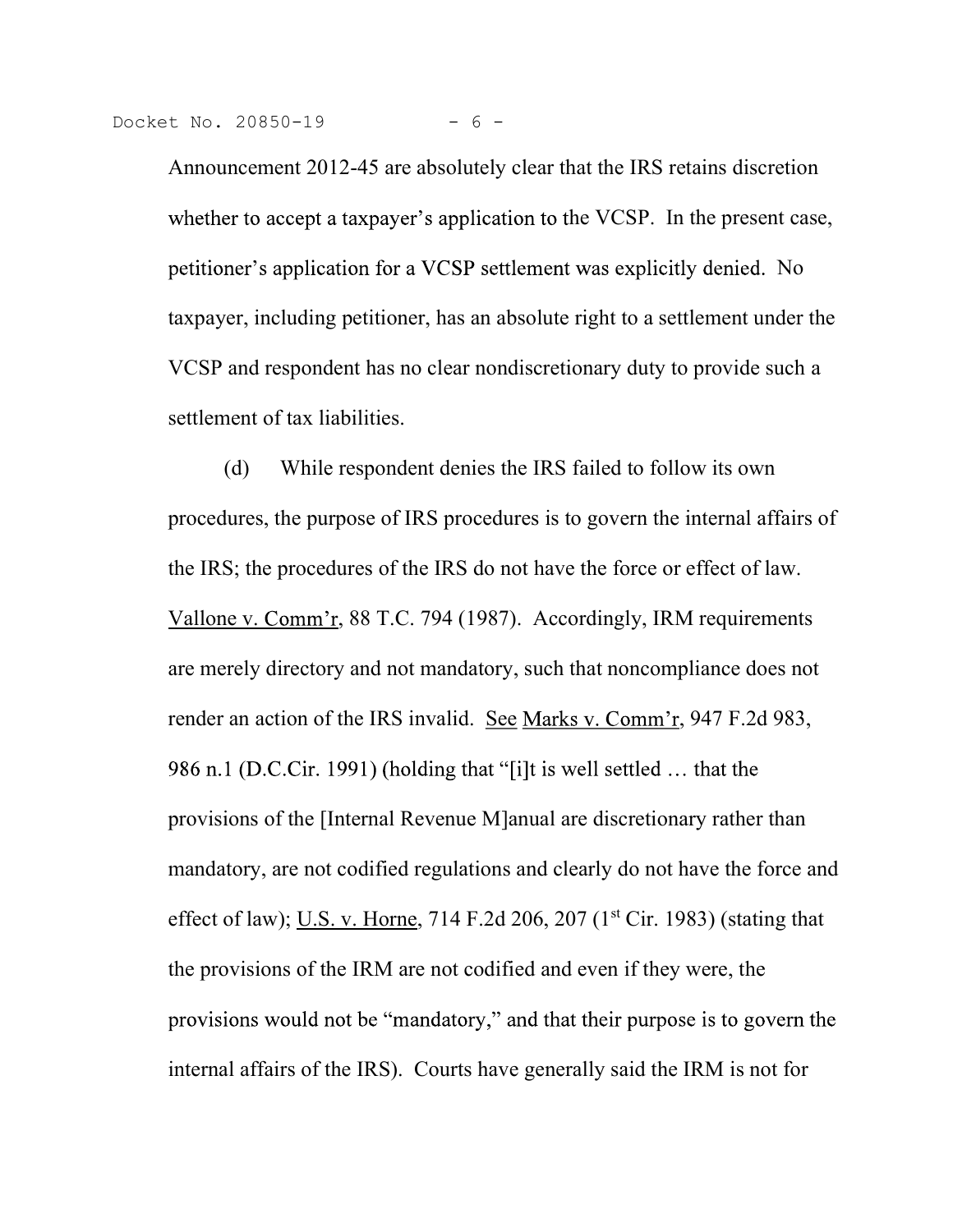Announcement 2012-45 are absolutely clear that the IRS retains discretion whether to accept a taxpayer's application to the VCSP. In the present case, petitioner's application for a VCSP settlement was explicitly denied. No taxpayer, including petitioner, has an absolute right to a settlement under the VCSP and respondent has no clear nondiscretionary duty to provide such a settlement of tax liabilities.

(d) While respondent denies the IRS failed to follow its own procedures, the purpose of IRS procedures is to govern the internal affairs of the IRS; the procedures of the IRS do not have the force or effect of law. Vallone v. Comm'r, 88 T.C. 794 (1987). Accordingly, IRM requirements are merely directory and not mandatory, such that noncompliance does not render an action of the IRS invalid. See Marks v. Comm'r, 947 F.2d 983, 986 n.1 (D.C.Cir. 1991) (holding that "[i]t is well settled … that the provisions of the [Internal Revenue M]anual are discretionary rather than mandatory, are not codified regulations and clearly do not have the force and effect of law); U.S. v. Horne, 714 F.2d 206, 207 (1st Cir. 1983) (stating that the provisions of the IRM are not codified and even if they were, the provisions would not be "mandatory," and that their purpose is to govern the internal affairs of the IRS). Courts have generally said the IRM is not for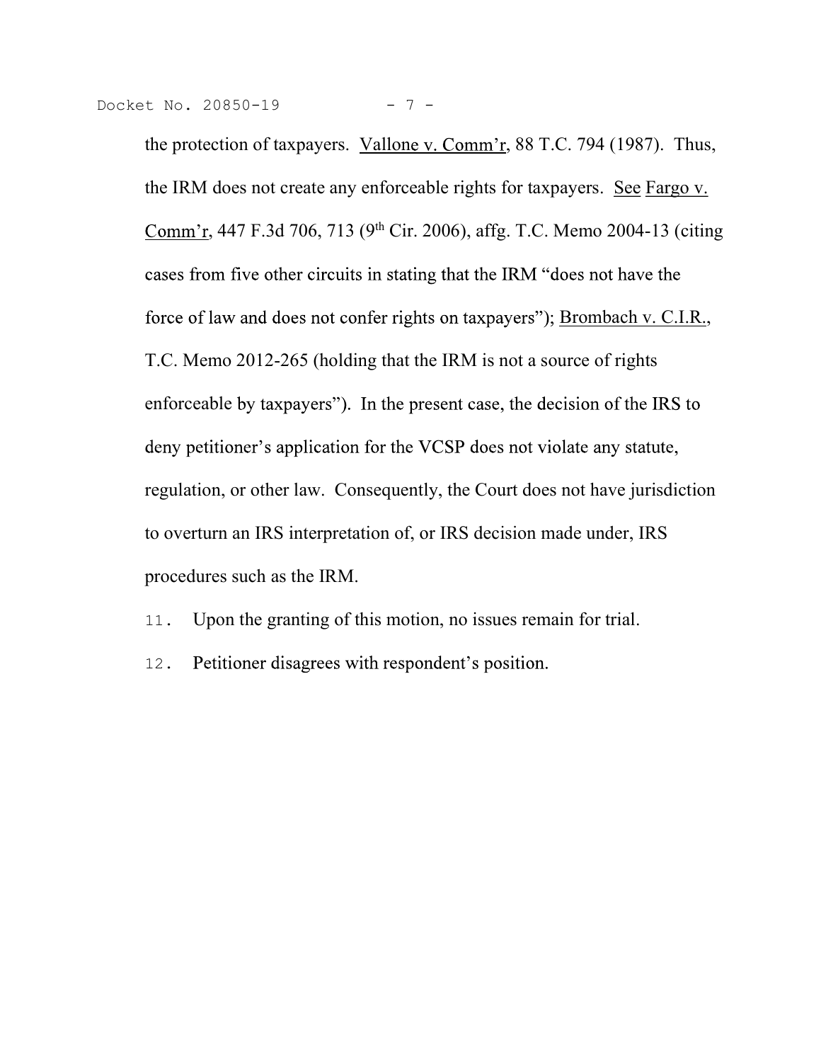the protection of taxpayers. Vallone v. Comm'r, 88 T.C. 794 (1987). Thus, the IRM does not create any enforceable rights for taxpayers. See Fargo v. Comm'r, 447 F.3d 706, 713 (9th Cir. 2006), affg. T.C. Memo 2004-13 (citing cases from five other circuits in stating that the IRM "does not have the force of law and does not confer rights on taxpayers"); Brombach v. C.I.R., T.C. Memo 2012-265 (holding that the IRM is not a source of rights enforceable by taxpayers"). In the present case, the decision of the IRS to deny petitioner's application for the VCSP does not violate any statute, regulation, or other law. Consequently, the Court does not have jurisdiction to overturn an IRS interpretation of, or IRS decision made under, IRS procedures such as the IRM.

11. Upon the granting of this motion, no issues remain for trial.

12. Petitioner disagrees with respondent's position.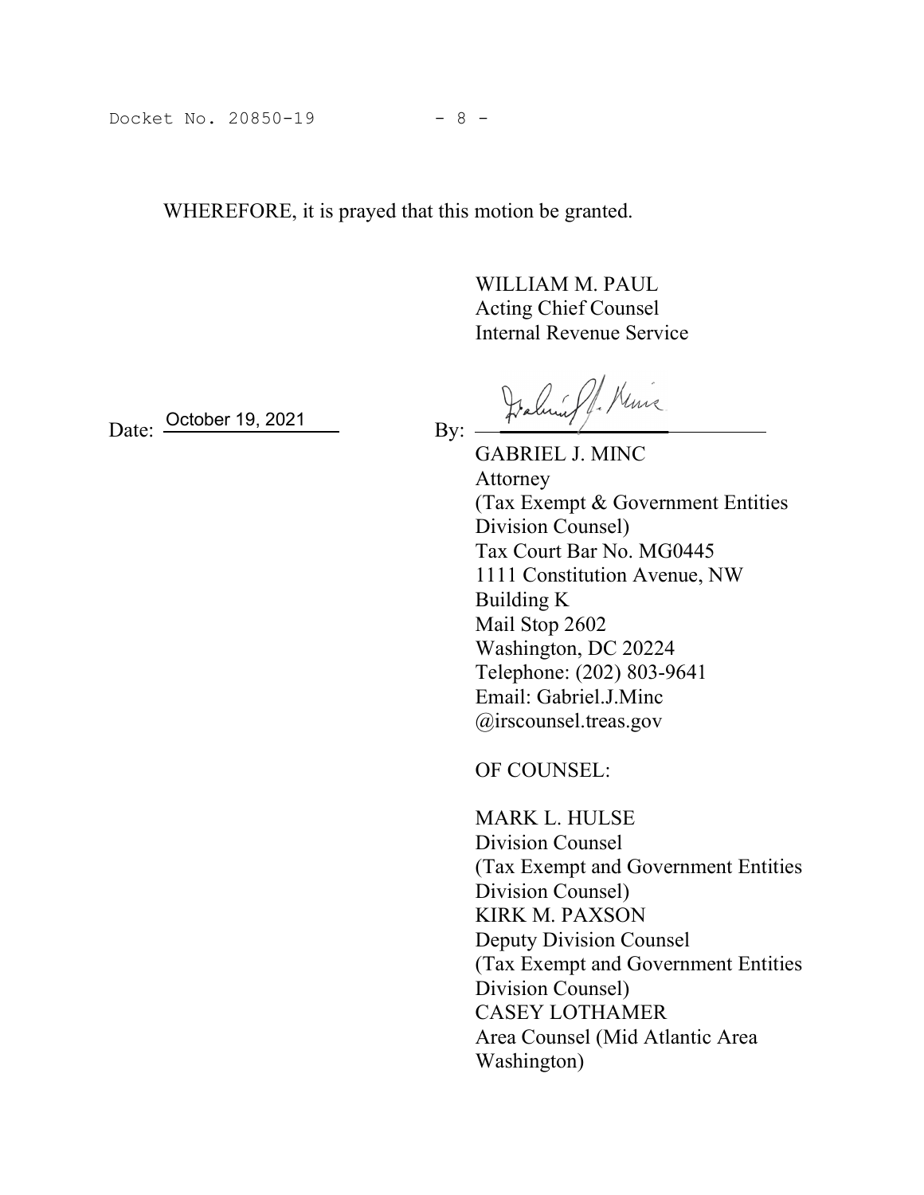WHEREFORE, it is prayed that this motion be granted.

WILLIAM M. PAUL
Acting Chief Counsel
Internal Revenue Service

Date: October 19, 2021

By: ______________________

GABRIEL J. MINC
Attorney
(Tax Exempt & Government Entities Division Counsel)
Tax Court Bar No. MG0445
1111 Constitution Avenue, NW
Building K
Mail Stop 2602
Washington, DC 20224
Telephone: (202) 803-9641
Email: Gabriel.J.Minc@irscounsel.treas.gov

OF COUNSEL:

MARK L. HULSE
Division Counsel
(Tax Exempt and Government Entities Division Counsel)
KIRK M. PAXSON
Deputy Division Counsel
(Tax Exempt and Government Entities Division Counsel)
CASEY LOTHAMER
Area Counsel (Mid Atlantic Area Washington)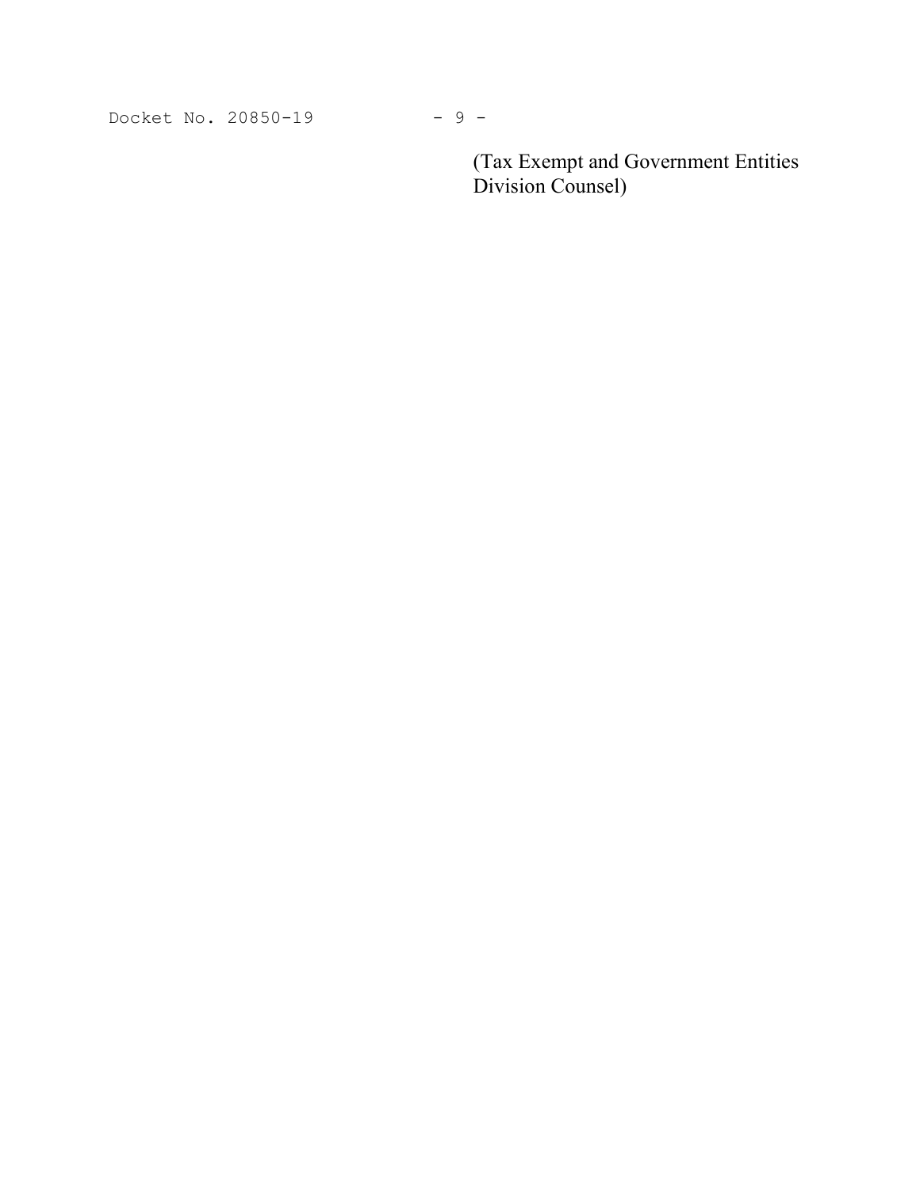(Tax Exempt and Government Entities
Division Counsel)